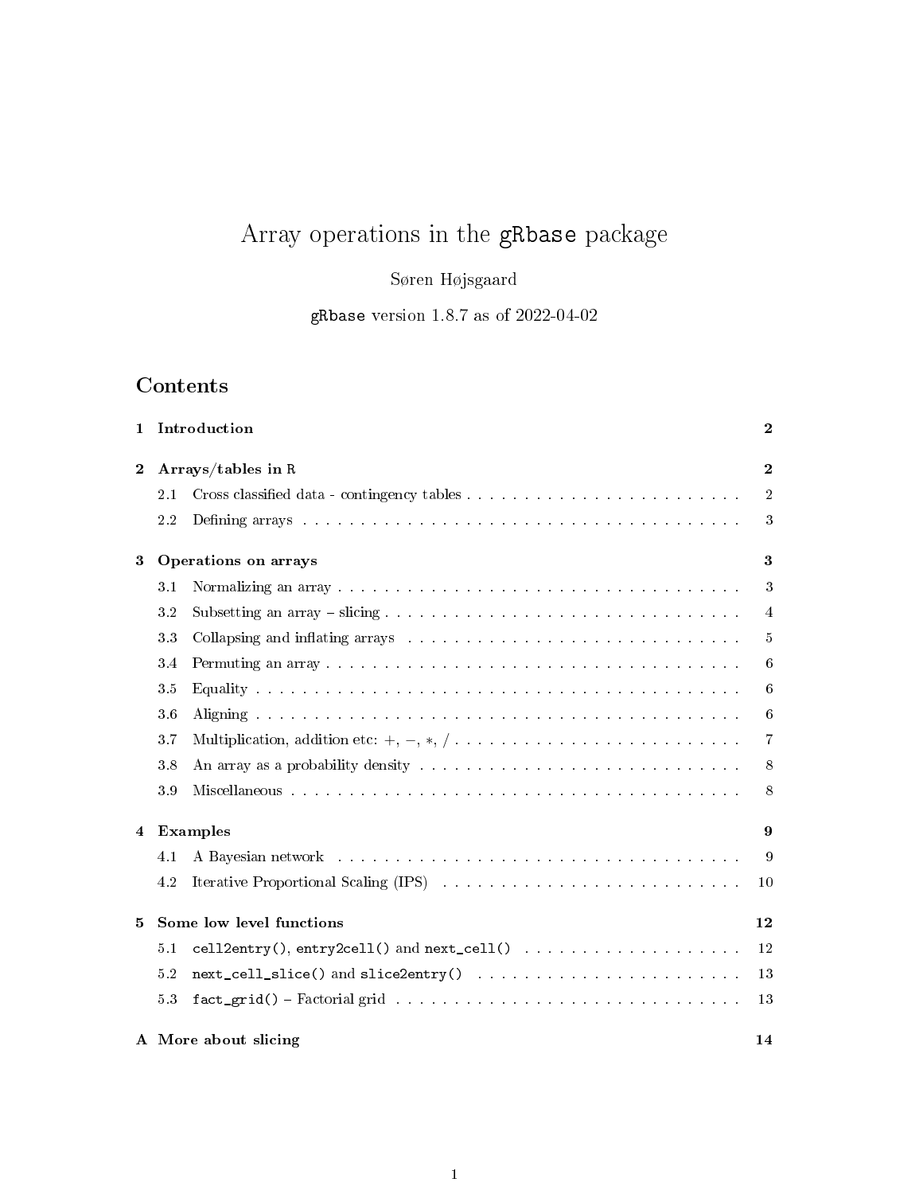# Array operations in the `gRbase` package

Søren Højsgaard

`gRbase` version 1.8.7 as of 2022-04-02

## Contents

**1 Introduction** — 2

**2 Arrays/tables in R** — 2

- 2.1 Cross classified data - contingency tables — 2
- 2.2 Defining arrays — 3

**3 Operations on arrays** — 3

- 3.1 Normalizing an array — 3
- 3.2 Subsetting an array – slicing — 4
- 3.3 Collapsing and inflating arrays — 5
- 3.4 Permuting an array — 6
- 3.5 Equality — 6
- 3.6 Aligning — 6
- 3.7 Multiplication, addition etc: $+, -, *, /$ — 7
- 3.8 An array as a probability density — 8
- 3.9 Miscellaneous — 8

**4 Examples** — 9

- 4.1 A Bayesian network — 9
- 4.2 Iterative Proportional Scaling (IPS) — 10

**5 Some low level functions** — 12

- 5.1 `cell2entry()`, `entry2cell()` and `next_cell()` — 12
- 5.2 `next_cell_slice()` and `slice2entry()` — 13
- 5.3 `fact_grid()` – Factorial grid — 13

**A More about slicing** — 14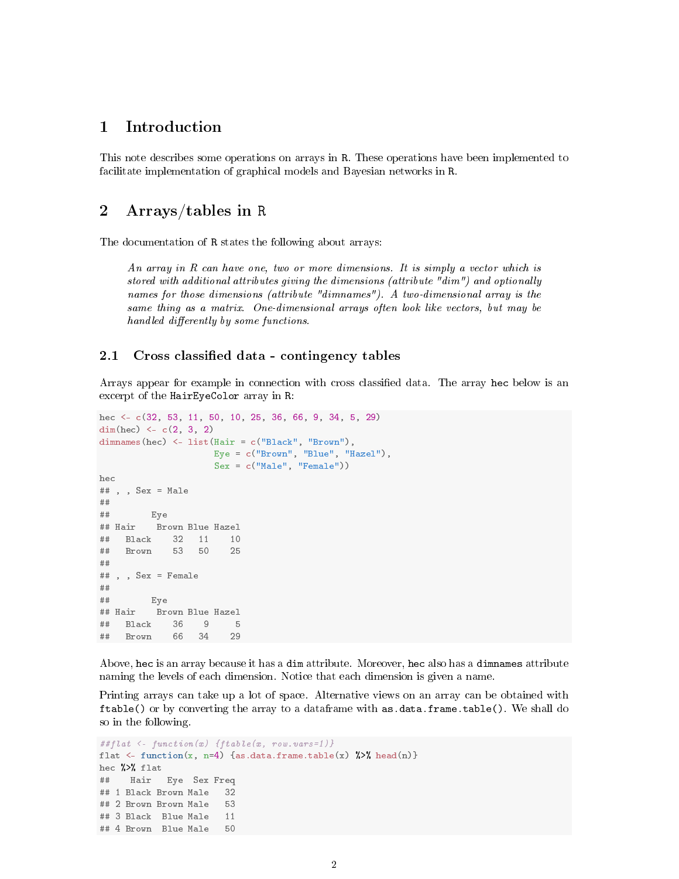# 1 Introduction

This note describes some operations on arrays in R. These operations have been implemented to facilitate implementation of graphical models and Bayesian networks in R.

# 2 Arrays/tables in R

The documentation of R states the following about arrays:

> *An array in R can have one, two or more dimensions. It is simply a vector which is stored with additional attributes giving the dimensions (attribute "dim") and optionally names for those dimensions (attribute "dimnames"). A two-dimensional array is the same thing as a matrix. One-dimensional arrays often look like vectors, but may be handled differently by some functions.*

## 2.1 Cross classified data - contingency tables

Arrays appear for example in connection with cross classified data. The array `hec` below is an excerpt of the `HairEyeColor` array in R:

```
hec <- c(32, 53, 11, 50, 10, 25, 36, 66, 9, 34, 5, 29)
dim(hec) <- c(2, 3, 2)
dimnames(hec) <- list(Hair = c("Black", "Brown"),
                      Eye = c("Brown", "Blue", "Hazel"),
                      Sex = c("Male", "Female"))
hec
## , , Sex = Male
##
##        Eye
## Hair    Brown Blue Hazel
##   Black    32   11    10
##   Brown    53   50    25
##
## , , Sex = Female
##
##        Eye
## Hair    Brown Blue Hazel
##   Black    36    9     5
##   Brown    66   34    29
```

Above, `hec` is an array because it has a `dim` attribute. Moreover, `hec` also has a `dimnames` attribute naming the levels of each dimension. Notice that each dimension is given a name.

Printing arrays can take up a lot of space. Alternative views on an array can be obtained with `ftable()` or by converting the array to a dataframe with `as.data.frame.table()`. We shall do so in the following.

```
##flat <- function(x) {ftable(x, row.vars=1)}
flat <- function(x, n=4) {as.data.frame.table(x) %>% head(n)}
hec %>% flat
##    Hair   Eye  Sex Freq
## 1 Black Brown Male   32
## 2 Brown Brown Male   53
## 3 Black  Blue Male   11
## 4 Brown  Blue Male   50
```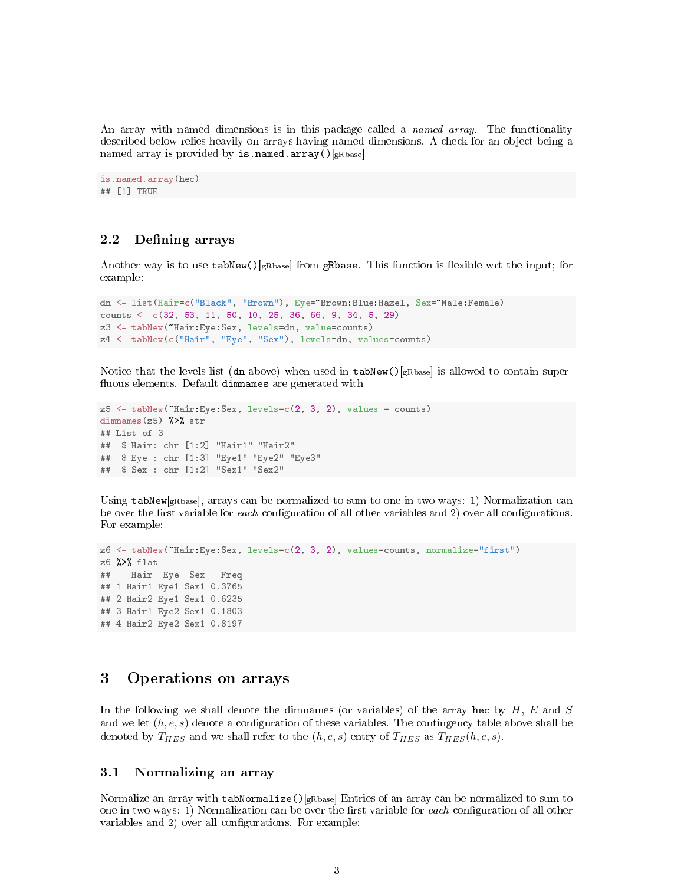An array with named dimensions is in this package called a *named array*. The functionality described below relies heavily on arrays having named dimensions. A check for an object being a named array is provided by `is.named.array()`[gRbase]

```
is.named.array(hec)
## [1] TRUE
```

## 2.2 Defining arrays

Another way is to use `tabNew()`[gRbase] from `gRbase`. This function is flexible wrt the input; for example:

```
dn <- list(Hair=c("Black", "Brown"), Eye=~Brown:Blue:Hazel, Sex=~Male:Female)
counts <- c(32, 53, 11, 50, 10, 25, 36, 66, 9, 34, 5, 29)
z3 <- tabNew(~Hair:Eye:Sex, levels=dn, value=counts)
z4 <- tabNew(c("Hair", "Eye", "Sex"), levels=dn, values=counts)
```

Notice that the levels list (`dn` above) when used in `tabNew()`[gRbase] is allowed to contain superfluous elements. Default `dimnames` are generated with

```
z5 <- tabNew(~Hair:Eye:Sex, levels=c(2, 3, 2), values = counts)
dimnames(z5) %>% str
## List of 3
##  $ Hair: chr [1:2] "Hair1" "Hair2"
##  $ Eye : chr [1:3] "Eye1" "Eye2" "Eye3"
##  $ Sex : chr [1:2] "Sex1" "Sex2"
```

Using `tabNew`[gRbase], arrays can be normalized to sum to one in two ways: 1) Normalization can be over the first variable for *each* configuration of all other variables and 2) over all configurations. For example:

```
z6 <- tabNew(~Hair:Eye:Sex, levels=c(2, 3, 2), values=counts, normalize="first")
z6 %>% flat
##    Hair  Eye  Sex   Freq
## 1 Hair1 Eye1 Sex1 0.3765
## 2 Hair2 Eye1 Sex1 0.6235
## 3 Hair1 Eye2 Sex1 0.1803
## 4 Hair2 Eye2 Sex1 0.8197
```

# 3 Operations on arrays

In the following we shall denote the dimnames (or variables) of the array `hec` by $H$, $E$ and $S$ and we let $(h, e, s)$ denote a configuration of these variables. The contingency table above shall be denoted by $T_{HES}$ and we shall refer to the $(h, e, s)$-entry of $T_{HES}$ as $T_{HES}(h, e, s)$.

## 3.1 Normalizing an array

Normalize an array with `tabNormalize()`[gRbase] Entries of an array can be normalized to sum to one in two ways: 1) Normalization can be over the first variable for *each* configuration of all other variables and 2) over all configurations. For example: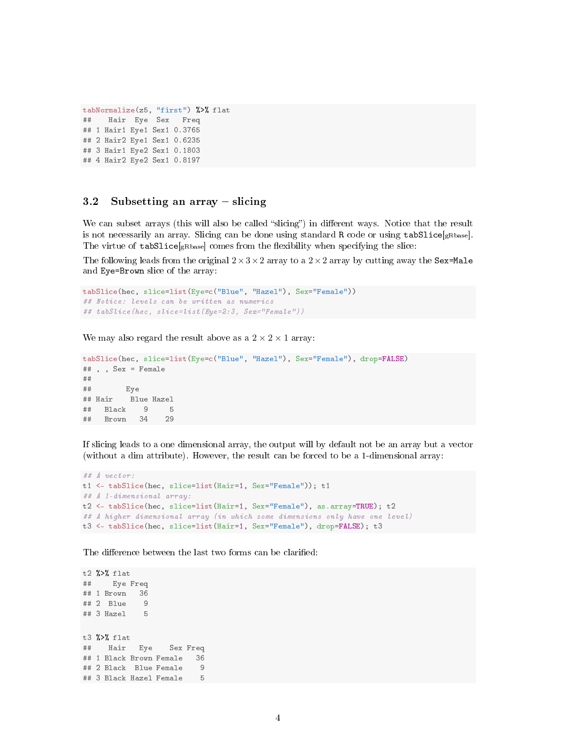```
tabNormalize(z5, "first") %>% flat
##    Hair  Eye  Sex   Freq
## 1 Hair1 Eye1 Sex1 0.3765
## 2 Hair2 Eye1 Sex1 0.6235
## 3 Hair1 Eye2 Sex1 0.1803
## 4 Hair2 Eye2 Sex1 0.8197
```

### 3.2 Subsetting an array – slicing

We can subset arrays (this will also be called "slicing") in different ways. Notice that the result is not necessarily an array. Slicing can be done using standard R code or using `tabSlice`[gRbase]. The virtue of `tabSlice`[gRbase] comes from the flexibility when specifying the slice:

The following leads from the original $2 \times 3 \times 2$ array to a $2 \times 2$ array by cutting away the `Sex=Male` and `Eye=Brown` slice of the array:

```
tabSlice(hec, slice=list(Eye=c("Blue", "Hazel"), Sex="Female"))
## Notice: levels can be written as numerics
## tabSlice(hec, slice=list(Eye=2:3, Sex="Female"))
```

We may also regard the result above as a $2 \times 2 \times 1$ array:

```
tabSlice(hec, slice=list(Eye=c("Blue", "Hazel"), Sex="Female"), drop=FALSE)
## , , Sex = Female
##
##        Eye
## Hair    Blue Hazel
##   Black    9     5
##   Brown   34    29
```

If slicing leads to a one dimensional array, the output will by default not be an array but a vector (without a dim attribute). However, the result can be forced to be a 1-dimensional array:

```
## A vector:
t1 <- tabSlice(hec, slice=list(Hair=1, Sex="Female")); t1
## A 1-dimensional array:
t2 <- tabSlice(hec, slice=list(Hair=1, Sex="Female"), as.array=TRUE); t2
## A higher dimensional array (in which some dimensions only have one level)
t3 <- tabSlice(hec, slice=list(Hair=1, Sex="Female"), drop=FALSE); t3
```

The difference between the last two forms can be clarified:

```
t2 %>% flat
##     Eye Freq
## 1 Brown   36
## 2  Blue    9
## 3 Hazel    5


t3 %>% flat
##    Hair   Eye    Sex Freq
## 1 Black Brown Female   36
## 2 Black  Blue Female    9
## 3 Black Hazel Female    5
```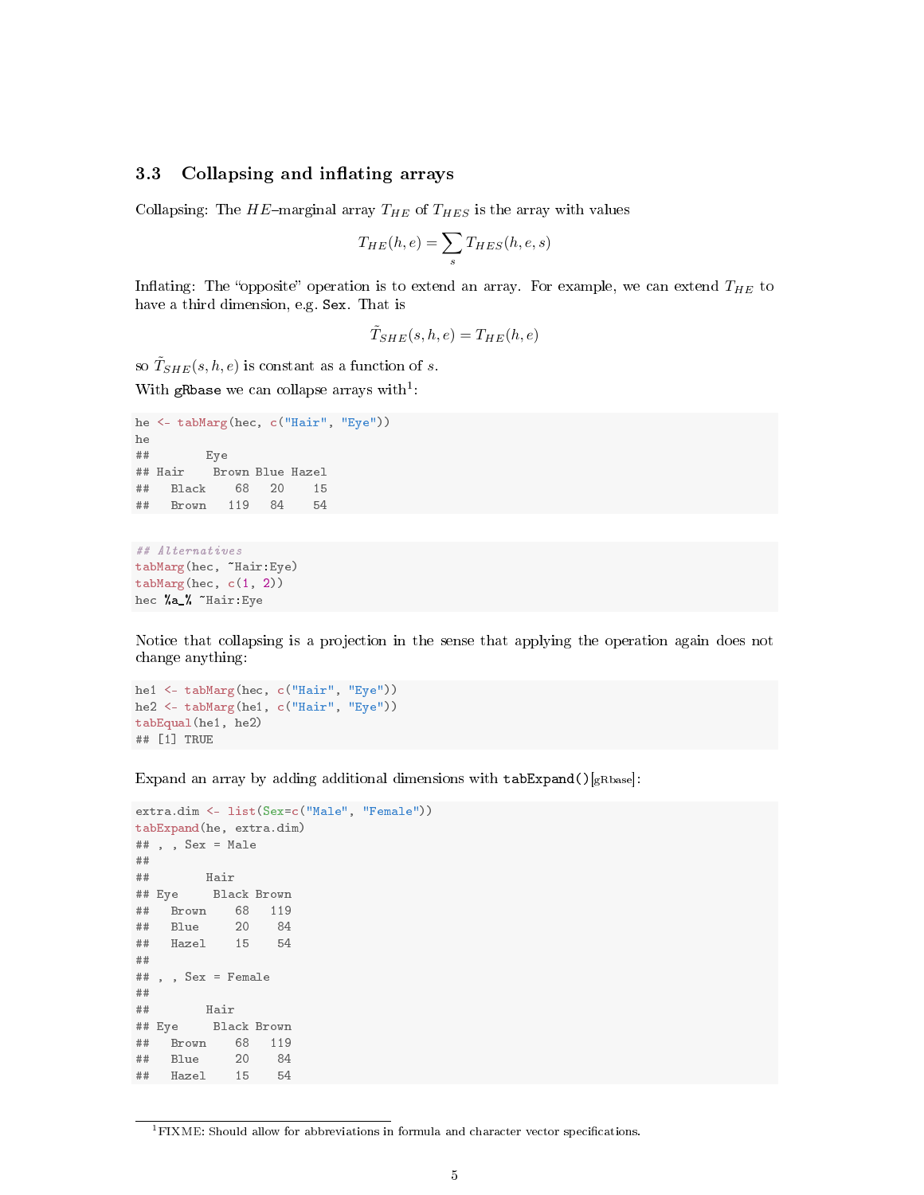### 3.3 Collapsing and inflating arrays

Collapsing: The $HE$–marginal array $T_{HE}$ of $T_{HES}$ is the array with values

$$T_{HE}(h,e) = \sum_{s} T_{HES}(h,e,s)$$

Inflating: The "opposite" operation is to extend an array. For example, we can extend $T_{HE}$ to have a third dimension, e.g. `Sex`. That is

$$\tilde{T}_{SHE}(s,h,e) = T_{HE}(h,e)$$

so $\tilde{T}_{SHE}(s,h,e)$ is constant as a function of $s$.

With gRbase we can collapse arrays with[1]:

```
he <- tabMarg(hec, c("Hair", "Eye"))
he
##        Eye
## Hair    Brown Blue Hazel
##   Black    68   20    15
##   Brown   119   84    54
```

```
## Alternatives
tabMarg(hec, ~Hair:Eye)
tabMarg(hec, c(1, 2))
hec %a_% ~Hair:Eye
```

Notice that collapsing is a projection in the sense that applying the operation again does not change anything:

```
he1 <- tabMarg(hec, c("Hair", "Eye"))
he2 <- tabMarg(he1, c("Hair", "Eye"))
tabEqual(he1, he2)
## [1] TRUE
```

Expand an array by adding additional dimensions with `tabExpand()`[gRbase]:

```
extra.dim <- list(Sex=c("Male", "Female"))
tabExpand(he, extra.dim)
## , , Sex = Male
##
##        Hair
## Eye     Black Brown
##   Brown    68   119
##   Blue     20    84
##   Hazel    15    54
##
## , , Sex = Female
##
##        Hair
## Eye     Black Brown
##   Brown    68   119
##   Blue     20    84
##   Hazel    15    54
```

[1] FIXME: Should allow for abbreviations in formula and character vector specifications.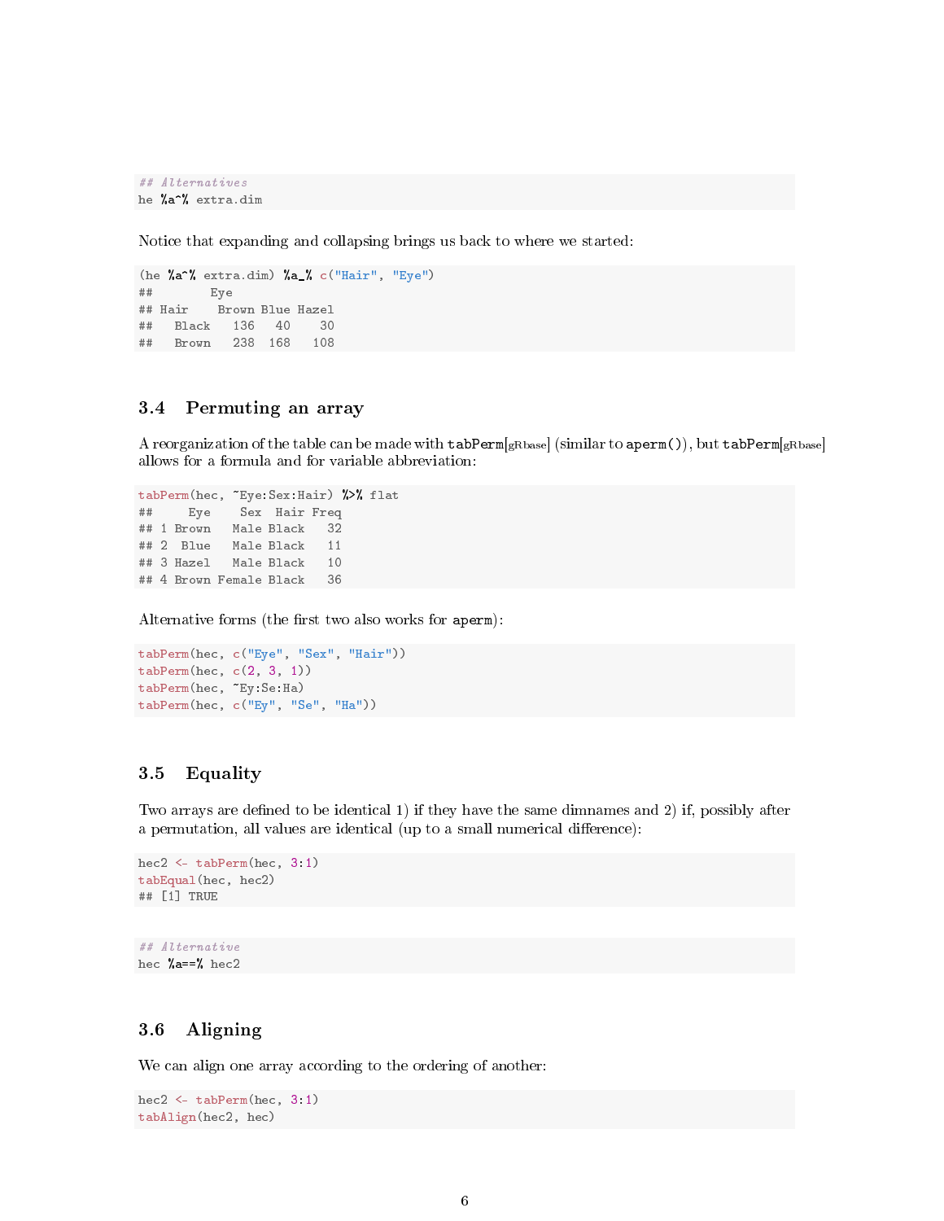```
## Alternatives
he %a^% extra.dim
```

Notice that expanding and collapsing brings us back to where we started:

```
(he %a^% extra.dim) %a_% c("Hair", "Eye")
##        Eye
## Hair    Brown Blue Hazel
##   Black   136   40    30
##   Brown   238  168   108
```

## 3.4 Permuting an array

A reorganization of the table can be made with tabPerm[gRbase] (similar to aperm()), but tabPerm[gRbase] allows for a formula and for variable abbreviation:

```
tabPerm(hec, ~Eye:Sex:Hair) %>% flat
##     Eye    Sex  Hair Freq
## 1 Brown   Male Black   32
## 2  Blue   Male Black   11
## 3 Hazel   Male Black   10
## 4 Brown Female Black   36
```

Alternative forms (the first two also works for aperm):

```
tabPerm(hec, c("Eye", "Sex", "Hair"))
tabPerm(hec, c(2, 3, 1))
tabPerm(hec, ~Ey:Se:Ha)
tabPerm(hec, c("Ey", "Se", "Ha"))
```

## 3.5 Equality

Two arrays are defined to be identical 1) if they have the same dimnames and 2) if, possibly after a permutation, all values are identical (up to a small numerical difference):

```
hec2 <- tabPerm(hec, 3:1)
tabEqual(hec, hec2)
## [1] TRUE
```

```
## Alternative
hec %a==% hec2
```

## 3.6 Aligning

We can align one array according to the ordering of another:

```
hec2 <- tabPerm(hec, 3:1)
tabAlign(hec2, hec)
```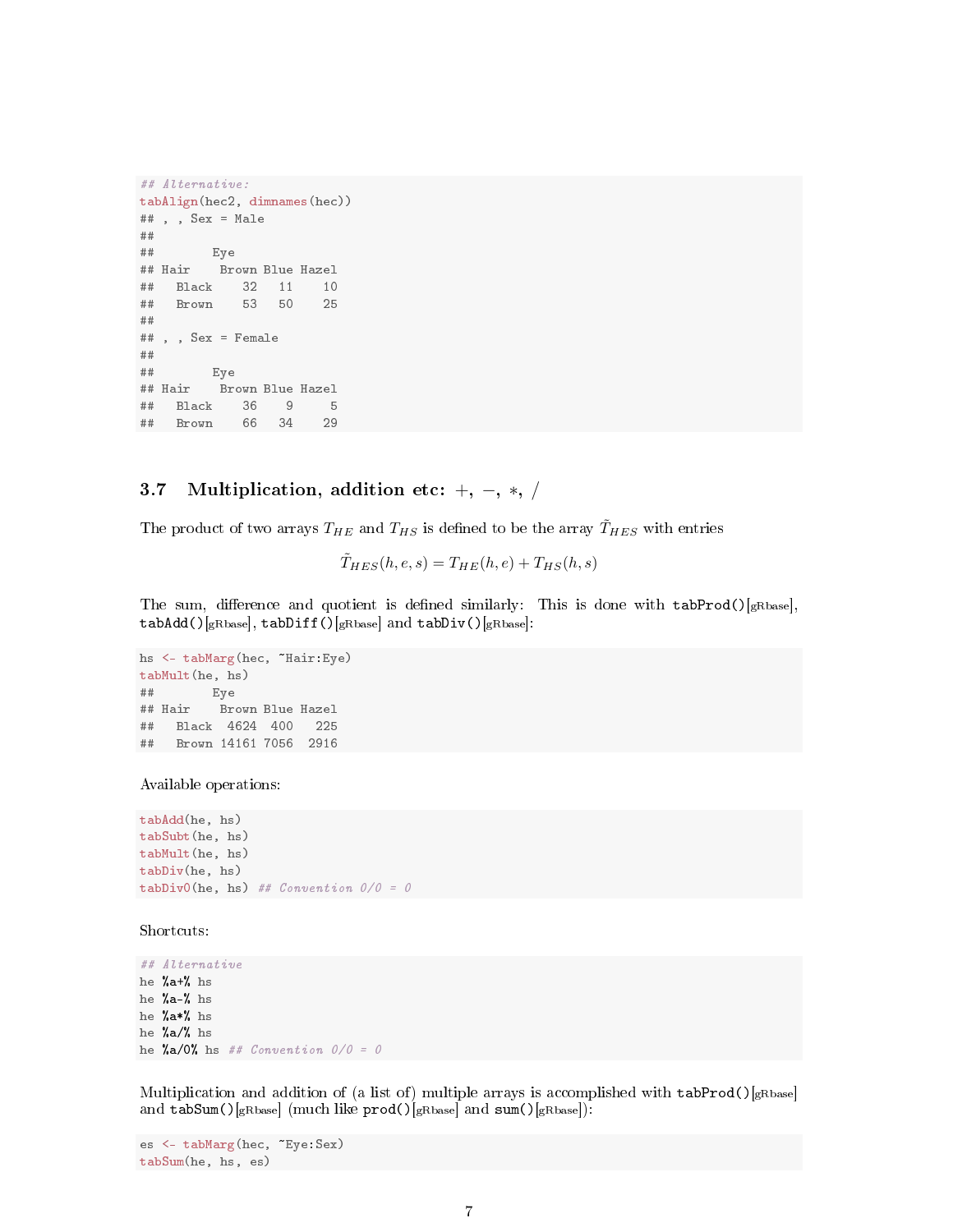```
## Alternative:
tabAlign(hec2, dimnames(hec))
## , , Sex = Male
## 
##        Eye
## Hair    Brown Blue Hazel
##   Black    32   11    10
##   Brown    53   50    25
## 
## , , Sex = Female
## 
##        Eye
## Hair    Brown Blue Hazel
##   Black    36    9     5
##   Brown    66   34    29
```

### 3.7 Multiplication, addition etc: $+$, $-$, $*$, $/$

The product of two arrays $T_{HE}$ and $T_{HS}$ is defined to be the array $\tilde{T}_{HES}$ with entries

$$\tilde{T}_{HES}(h, e, s) = T_{HE}(h, e) + T_{HS}(h, s)$$

The sum, difference and quotient is defined similarly: This is done with `tabProd()`[gRbase], `tabAdd()`[gRbase], `tabDiff()`[gRbase] and `tabDiv()`[gRbase]:

```
hs <- tabMarg(hec, ~Hair:Eye)
tabMult(he, hs)
##        Eye
## Hair    Brown Blue Hazel
##   Black  4624  400   225
##   Brown 14161 7056  2916
```

Available operations:

```
tabAdd(he, hs)
tabSubt(he, hs)
tabMult(he, hs)
tabDiv(he, hs)
tabDiv0(he, hs) ## Convention 0/0 = 0
```

Shortcuts:

```
## Alternative
he %a+% hs
he %a-% hs
he %a*% hs
he %a/% hs
he %a/0% hs ## Convention 0/0 = 0
```

Multiplication and addition of (a list of) multiple arrays is accomplished with `tabProd()`[gRbase] and `tabSum()`[gRbase] (much like `prod()`[gRbase] and `sum()`[gRbase]):

```
es <- tabMarg(hec, ~Eye:Sex)
tabSum(he, hs, es)
```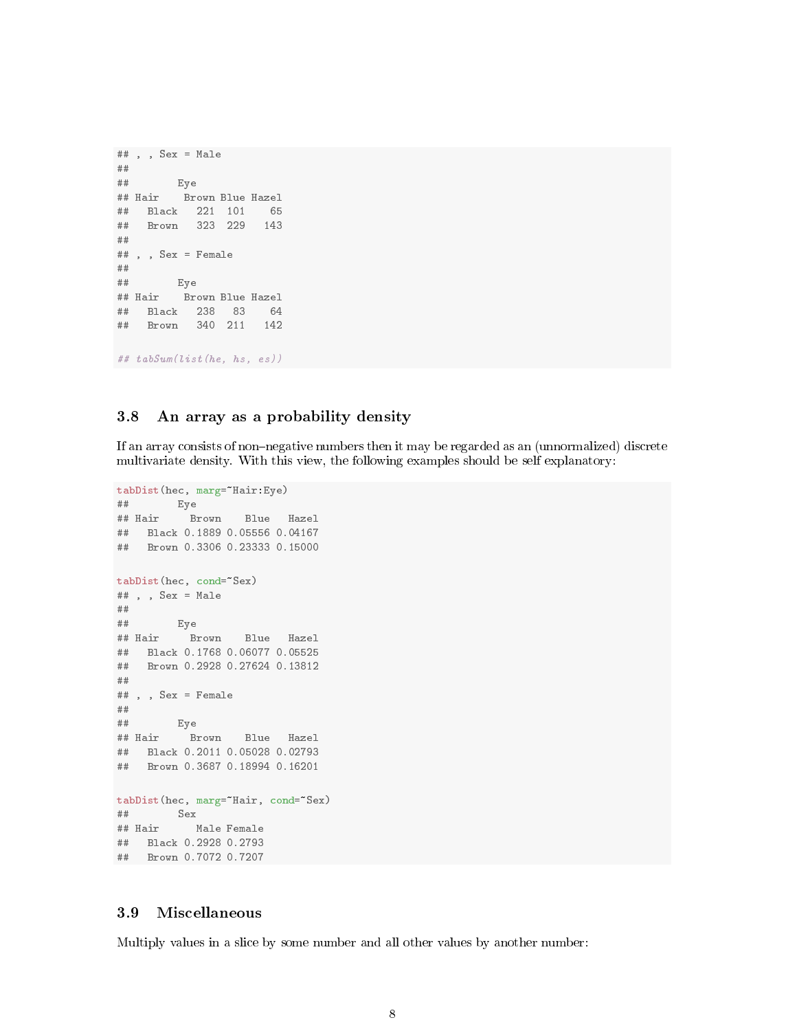```
## , , Sex = Male
##
##        Eye
## Hair    Brown Blue Hazel
##   Black   221  101    65
##   Brown   323  229   143
##
## , , Sex = Female
##
##        Eye
## Hair    Brown Blue Hazel
##   Black   238   83    64
##   Brown   340  211   142

## tabSum(list(he, hs, es))
```

### 3.8 An array as a probability density

If an array consists of non–negative numbers then it may be regarded as an (unnormalized) discrete multivariate density. With this view, the following examples should be self explanatory:

```
tabDist(hec, marg=~Hair:Eye)
##        Eye
## Hair     Brown    Blue   Hazel
##   Black 0.1889 0.05556 0.04167
##   Brown 0.3306 0.23333 0.15000

tabDist(hec, cond=~Sex)
## , , Sex = Male
##
##        Eye
## Hair     Brown    Blue   Hazel
##   Black 0.1768 0.06077 0.05525
##   Brown 0.2928 0.27624 0.13812
##
## , , Sex = Female
##
##        Eye
## Hair     Brown    Blue   Hazel
##   Black 0.2011 0.05028 0.02793
##   Brown 0.3687 0.18994 0.16201

tabDist(hec, marg=~Hair, cond=~Sex)
##        Sex
## Hair      Male Female
##   Black 0.2928 0.2793
##   Brown 0.7072 0.7207
```

### 3.9 Miscellaneous

Multiply values in a slice by some number and all other values by another number: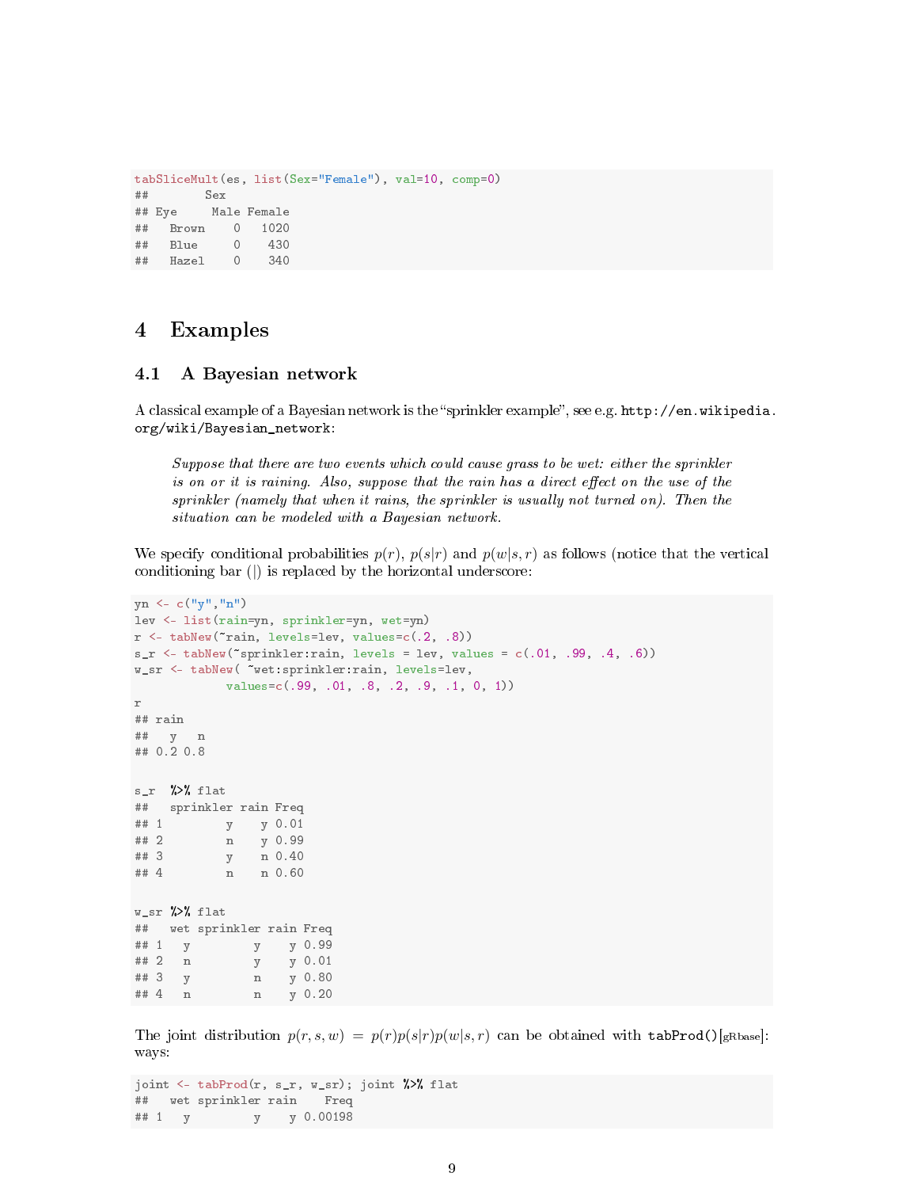```
tabSliceMult(es, list(Sex="Female"), val=10, comp=0)
##        Sex
## Eye     Male Female
##   Brown    0   1020
##   Blue     0    430
##   Hazel    0    340
```

# 4 Examples

## 4.1 A Bayesian network

A classical example of a Bayesian network is the "sprinkler example", see e.g. http://en.wikipedia.org/wiki/Bayesian_network:

> *Suppose that there are two events which could cause grass to be wet: either the sprinkler is on or it is raining. Also, suppose that the rain has a direct effect on the use of the sprinkler (namely that when it rains, the sprinkler is usually not turned on). Then the situation can be modeled with a Bayesian network.*

We specify conditional probabilities $p(r)$, $p(s|r)$ and $p(w|s,r)$ as follows (notice that the vertical conditioning bar (|) is replaced by the horizontal underscore:

```
yn <- c("y","n")
lev <- list(rain=yn, sprinkler=yn, wet=yn)
r <- tabNew(~rain, levels=lev, values=c(.2, .8))
s_r <- tabNew(~sprinkler:rain, levels = lev, values = c(.01, .99, .4, .6))
w_sr <- tabNew( ~wet:sprinkler:rain, levels=lev,
            values=c(.99, .01, .8, .2, .9, .1, 0, 1))
r
## rain
##   y   n
## 0.2 0.8

s_r  %>% flat
##   sprinkler rain Freq
## 1         y    y 0.01
## 2         n    y 0.99
## 3         y    n 0.40
## 4         n    n 0.60

w_sr %>% flat
##   wet sprinkler rain Freq
## 1   y         y    y 0.99
## 2   n         y    y 0.01
## 3   y         n    y 0.80
## 4   n         n    y 0.20
```

The joint distribution $p(r,s,w) = p(r)p(s|r)p(w|s,r)$ can be obtained with `tabProd()`[gRbase]: ways:

```
joint <- tabProd(r, s_r, w_sr); joint %>% flat
##   wet sprinkler rain    Freq
## 1   y         y    y 0.00198
```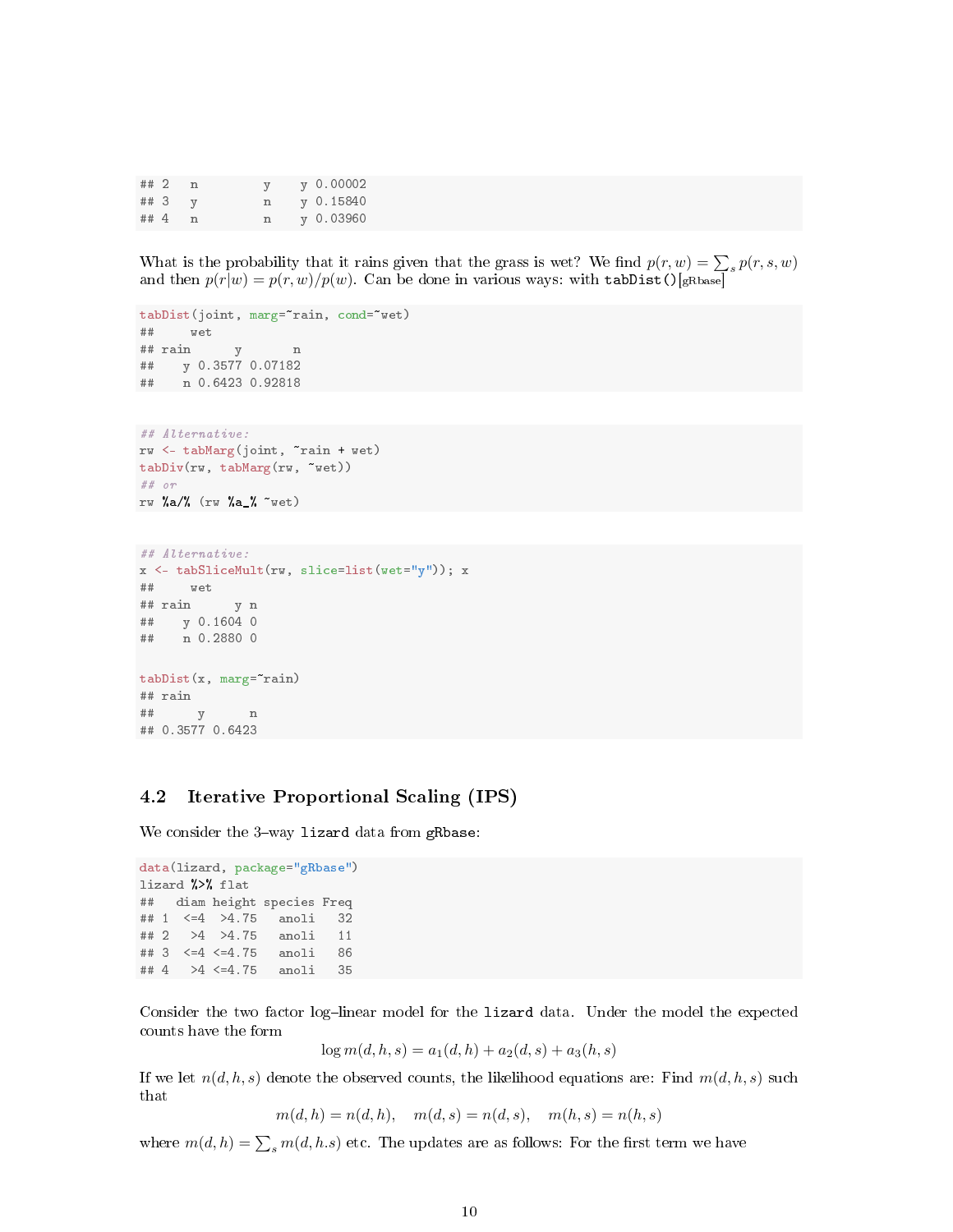```
## 2   n         y    y 0.00002
## 3   y         n    y 0.15840
## 4   n         n    y 0.03960
```

What is the probability that it rains given that the grass is wet? We find $p(r, w) = \sum_s p(r, s, w)$ and then $p(r|w) = p(r, w)/p(w)$. Can be done in various ways: with `tabDist()`[gRbase]

```
tabDist(joint, marg=~rain, cond=~wet)
##     wet
## rain      y       n
##    y 0.3577 0.07182
##    n 0.6423 0.92818
```

```
## Alternative:
rw <- tabMarg(joint, ~rain + wet)
tabDiv(rw, tabMarg(rw, ~wet))
## or
rw %a/% (rw %a_% ~wet)
```

```
## Alternative:
x <- tabSliceMult(rw, slice=list(wet="y")); x
##     wet
## rain      y n
##    y 0.1604 0
##    n 0.2880 0

tabDist(x, marg=~rain)
## rain
##      y      n
## 0.3577 0.6423
```

## 4.2 Iterative Proportional Scaling (IPS)

We consider the 3–way `lizard` data from `gRbase`:

```
data(lizard, package="gRbase")
lizard %>% flat
##   diam height species Freq
## 1  <=4  >4.75   anoli   32
## 2   >4  >4.75   anoli   11
## 3  <=4 <=4.75   anoli   86
## 4   >4 <=4.75   anoli   35
```

Consider the two factor log–linear model for the `lizard` data. Under the model the expected counts have the form

$$\log m(d, h, s) = a_1(d, h) + a_2(d, s) + a_3(h, s)$$

If we let $n(d, h, s)$ denote the observed counts, the likelihood equations are: Find $m(d, h, s)$ such that

$$m(d, h) = n(d, h), \quad m(d, s) = n(d, s), \quad m(h, s) = n(h, s)$$

where $m(d, h) = \sum_s m(d, h.s)$ etc. The updates are as follows: For the first term we have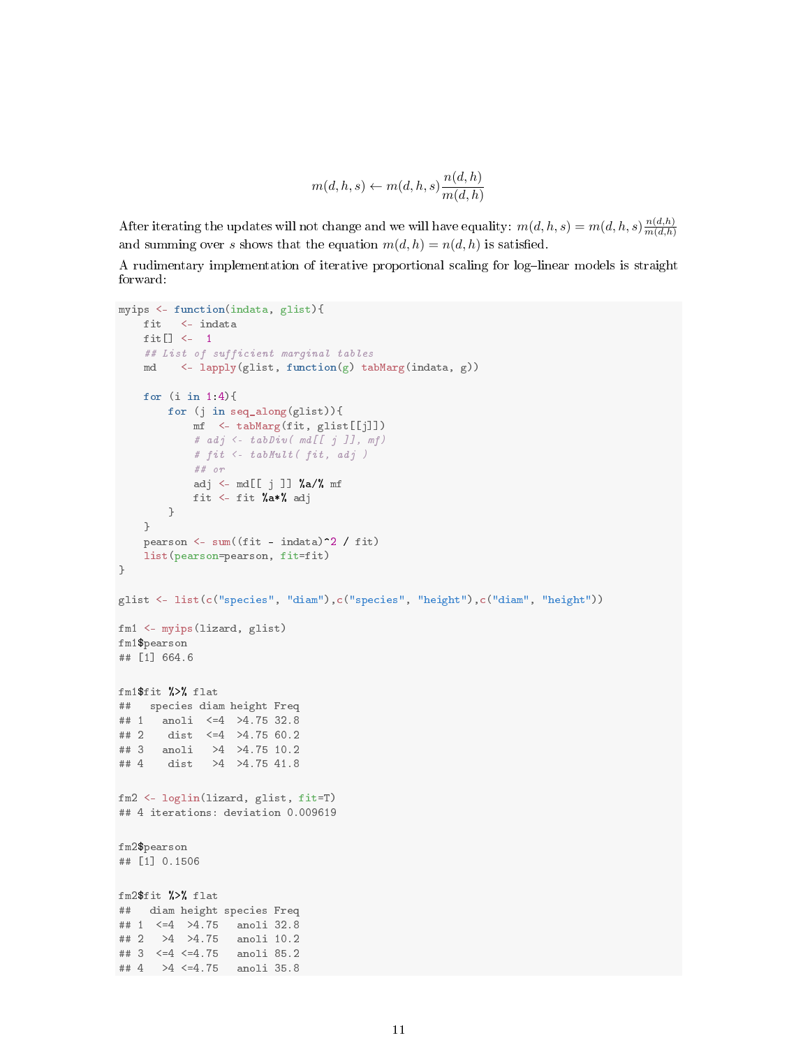$$m(d,h,s) \leftarrow m(d,h,s)\frac{n(d,h)}{m(d,h)}$$

After iterating the updates will not change and we will have equality: $m(d,h,s) = m(d,h,s)\frac{n(d,h)}{m(d,h)}$ and summing over $s$ shows that the equation $m(d,h) = n(d,h)$ is satisfied.

A rudimentary implementation of iterative proportional scaling for log–linear models is straight forward:

```
myips <- function(indata, glist){
    fit   <- indata
    fit[] <-  1
    ## List of sufficient marginal tables
    md    <- lapply(glist, function(g) tabMarg(indata, g))

    for (i in 1:4){
        for (j in seq_along(glist)){
            mf  <- tabMarg(fit, glist[[j]])
            # adj <- tabDiv( md[[ j ]], mf)
            # fit <- tabMult( fit, adj )
            ## or
            adj <- md[[ j ]] %a/% mf
            fit <- fit %a*% adj
        }
    }
    pearson <- sum((fit - indata)^2 / fit)
    list(pearson=pearson, fit=fit)
}

glist <- list(c("species", "diam"),c("species", "height"),c("diam", "height"))

fm1 <- myips(lizard, glist)
fm1$pearson
## [1] 664.6

fm1$fit %>% flat
##   species diam height Freq
## 1   anoli  <=4  >4.75 32.8
## 2    dist  <=4  >4.75 60.2
## 3   anoli   >4  >4.75 10.2
## 4    dist   >4  >4.75 41.8

fm2 <- loglin(lizard, glist, fit=T)
## 4 iterations: deviation 0.009619

fm2$pearson
## [1] 0.1506

fm2$fit %>% flat
##   diam height species Freq
## 1  <=4  >4.75   anoli 32.8
## 2   >4  >4.75   anoli 10.2
## 3  <=4 <=4.75   anoli 85.2
## 4   >4 <=4.75   anoli 35.8
```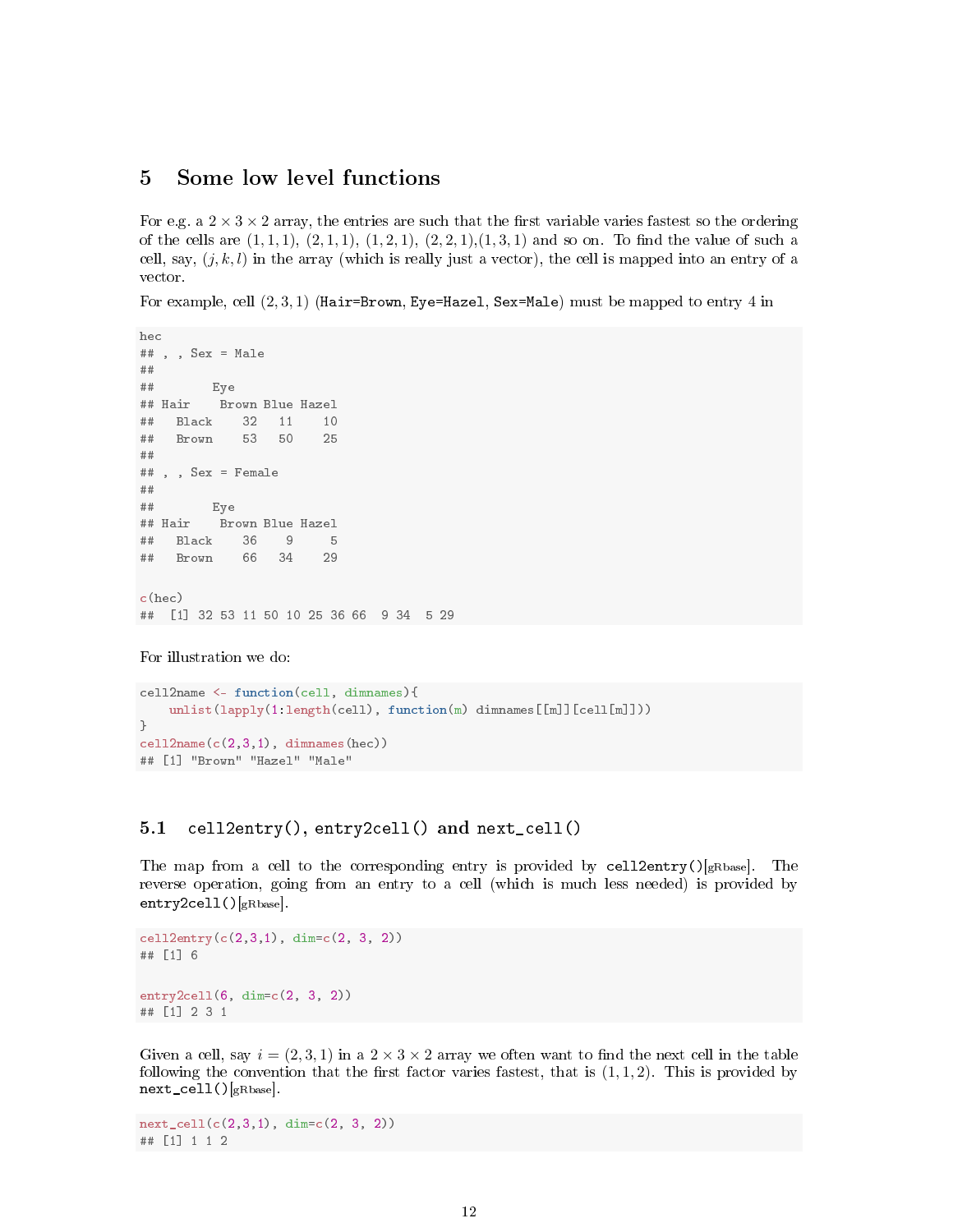# 5 Some low level functions

For e.g. a $2 \times 3 \times 2$ array, the entries are such that the first variable varies fastest so the ordering of the cells are $(1, 1, 1)$, $(2, 1, 1)$, $(1, 2, 1)$, $(2, 2, 1)$,$(1, 3, 1)$ and so on. To find the value of such a cell, say, $(j, k, l)$ in the array (which is really just a vector), the cell is mapped into an entry of a vector.

For example, cell $(2, 3, 1)$ (`Hair=Brown`, `Eye=Hazel`, `Sex=Male`) must be mapped to entry 4 in

```
hec
## , , Sex = Male
##
##        Eye
## Hair    Brown Blue Hazel
##   Black    32   11    10
##   Brown    53   50    25
##
## , , Sex = Female
##
##        Eye
## Hair    Brown Blue Hazel
##   Black    36    9     5
##   Brown    66   34    29

c(hec)
##  [1] 32 53 11 50 10 25 36 66  9 34  5 29
```

For illustration we do:

```
cell2name <- function(cell, dimnames){
    unlist(lapply(1:length(cell), function(m) dimnames[[m]][cell[m]]))
}
cell2name(c(2,3,1), dimnames(hec))
## [1] "Brown" "Hazel" "Male"
```

## 5.1 `cell2entry()`, `entry2cell()` and `next_cell()`

The map from a cell to the corresponding entry is provided by `cell2entry()`[gRbase]. The reverse operation, going from an entry to a cell (which is much less needed) is provided by `entry2cell()`[gRbase].

```
cell2entry(c(2,3,1), dim=c(2, 3, 2))
## [1] 6

entry2cell(6, dim=c(2, 3, 2))
## [1] 2 3 1
```

Given a cell, say $i = (2, 3, 1)$ in a $2 \times 3 \times 2$ array we often want to find the next cell in the table following the convention that the first factor varies fastest, that is $(1, 1, 2)$. This is provided by `next_cell()`[gRbase].

```
next_cell(c(2,3,1), dim=c(2, 3, 2))
## [1] 1 1 2
```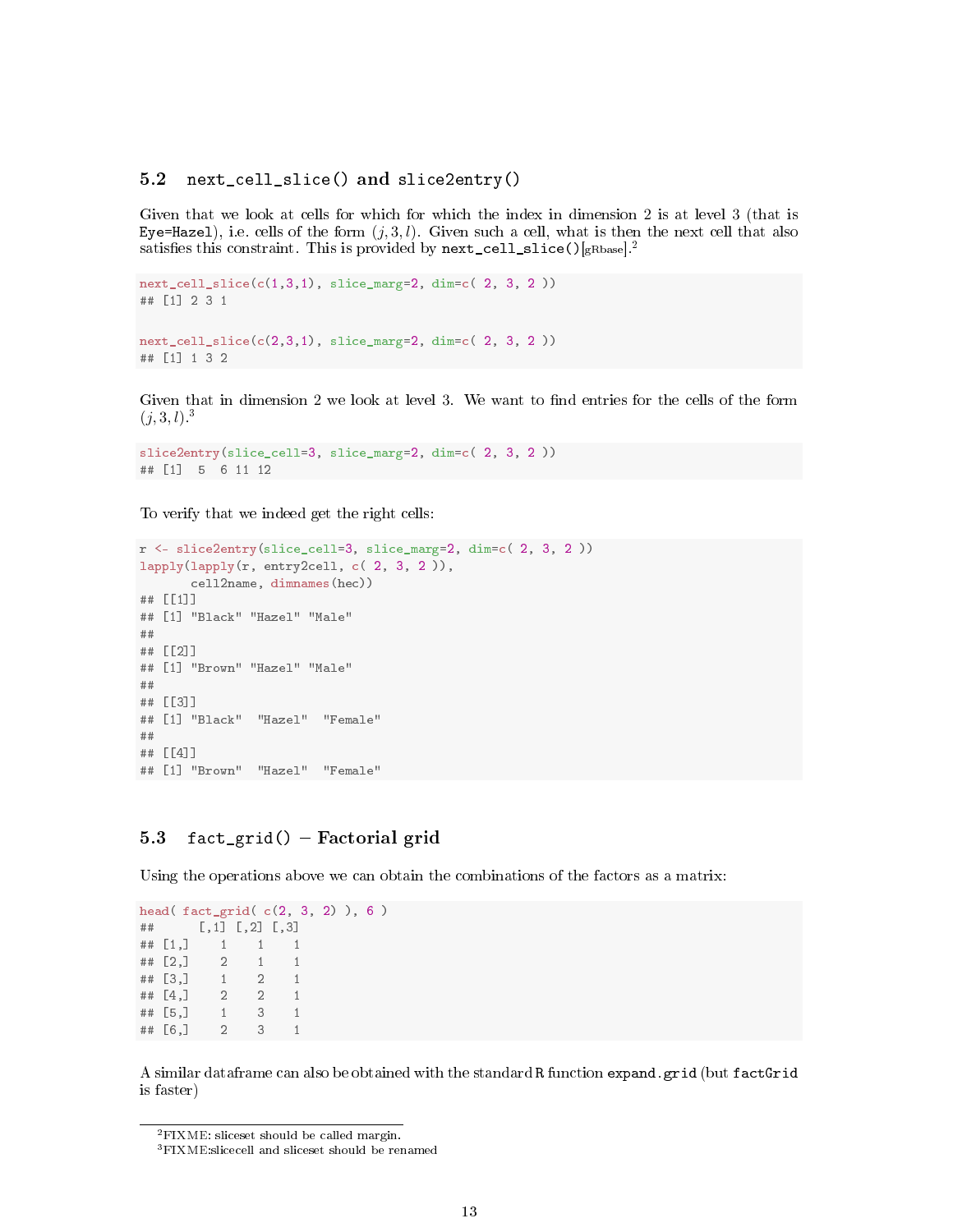## 5.2 `next_cell_slice()` and `slice2entry()`

Given that we look at cells for which for which the index in dimension 2 is at level 3 (that is `Eye=Hazel`), i.e. cells of the form $(j, 3, l)$. Given such a cell, what is then the next cell that also satisfies this constraint. This is provided by `next_cell_slice()`[gRbase].[2]

```
next_cell_slice(c(1,3,1), slice_marg=2, dim=c( 2, 3, 2 ))
## [1] 2 3 1

next_cell_slice(c(2,3,1), slice_marg=2, dim=c( 2, 3, 2 ))
## [1] 1 3 2
```

Given that in dimension 2 we look at level 3. We want to find entries for the cells of the form $(j, 3, l)$.[3]

```
slice2entry(slice_cell=3, slice_marg=2, dim=c( 2, 3, 2 ))
## [1]  5  6 11 12
```

To verify that we indeed get the right cells:

```
r <- slice2entry(slice_cell=3, slice_marg=2, dim=c( 2, 3, 2 ))
lapply(lapply(r, entry2cell, c( 2, 3, 2 )),
       cell2name, dimnames(hec))
## [[1]]
## [1] "Black" "Hazel" "Male"
##
## [[2]]
## [1] "Brown" "Hazel" "Male"
##
## [[3]]
## [1] "Black"  "Hazel"  "Female"
##
## [[4]]
## [1] "Brown"  "Hazel"  "Female"
```

## 5.3 `fact_grid()` – Factorial grid

Using the operations above we can obtain the combinations of the factors as a matrix:

```
head( fact_grid( c(2, 3, 2) ), 6 )
##      [,1] [,2] [,3]
## [1,]    1    1    1
## [2,]    2    1    1
## [3,]    1    2    1
## [4,]    2    2    1
## [5,]    1    3    1
## [6,]    2    3    1
```

A similar dataframe can also be obtained with the standard R function `expand.grid` (but `factGrid` is faster)

---

[2] FIXME: sliceset should be called margin.

[3] FIXME:slicecell and sliceset should be renamed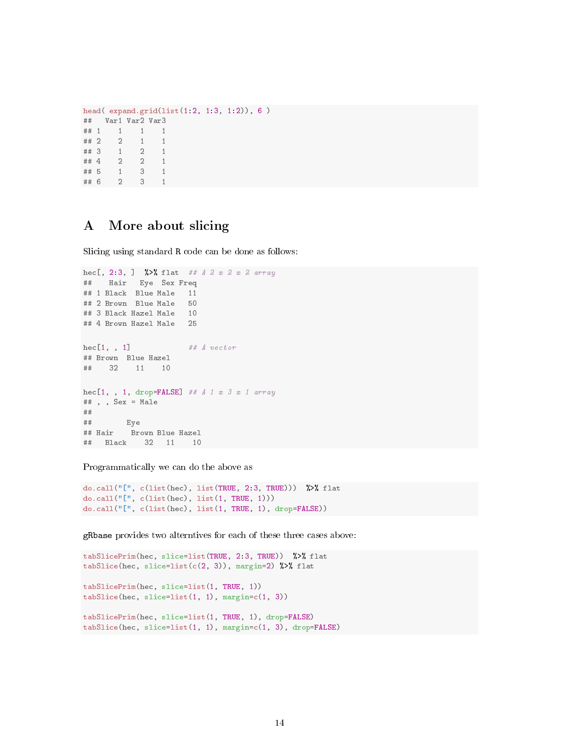```r
head( expand.grid(list(1:2, 1:3, 1:2)), 6 )
##   Var1 Var2 Var3
## 1    1    1    1
## 2    2    1    1
## 3    1    2    1
## 4    2    2    1
## 5    1    3    1
## 6    2    3    1
```

# A More about slicing

Slicing using standard R code can be done as follows:

```r
hec[, 2:3, ]  %>% flat  ## A 2 x 2 x 2 array
##    Hair   Eye  Sex Freq
## 1 Black  Blue Male   11
## 2 Brown  Blue Male   50
## 3 Black Hazel Male   10
## 4 Brown Hazel Male   25

hec[1, , 1]             ## A vector
## Brown  Blue Hazel
##    32    11    10

hec[1, , 1, drop=FALSE] ## A 1 x 3 x 1 array
## , , Sex = Male
##
##        Eye
## Hair    Brown Blue Hazel
##   Black    32   11    10
```

Programmatically we can do the above as

```r
do.call("[", c(list(hec), list(TRUE, 2:3, TRUE)))  %>% flat
do.call("[", c(list(hec), list(1, TRUE, 1)))
do.call("[", c(list(hec), list(1, TRUE, 1), drop=FALSE))
```

gRbase provides two alterntives for each of these three cases above:

```r
tabSlicePrim(hec, slice=list(TRUE, 2:3, TRUE))  %>% flat
tabSlice(hec, slice=list(c(2, 3)), margin=2) %>% flat

tabSlicePrim(hec, slice=list(1, TRUE, 1))
tabSlice(hec, slice=list(1, 1), margin=c(1, 3))

tabSlicePrim(hec, slice=list(1, TRUE, 1), drop=FALSE)
tabSlice(hec, slice=list(1, 1), margin=c(1, 3), drop=FALSE)
```